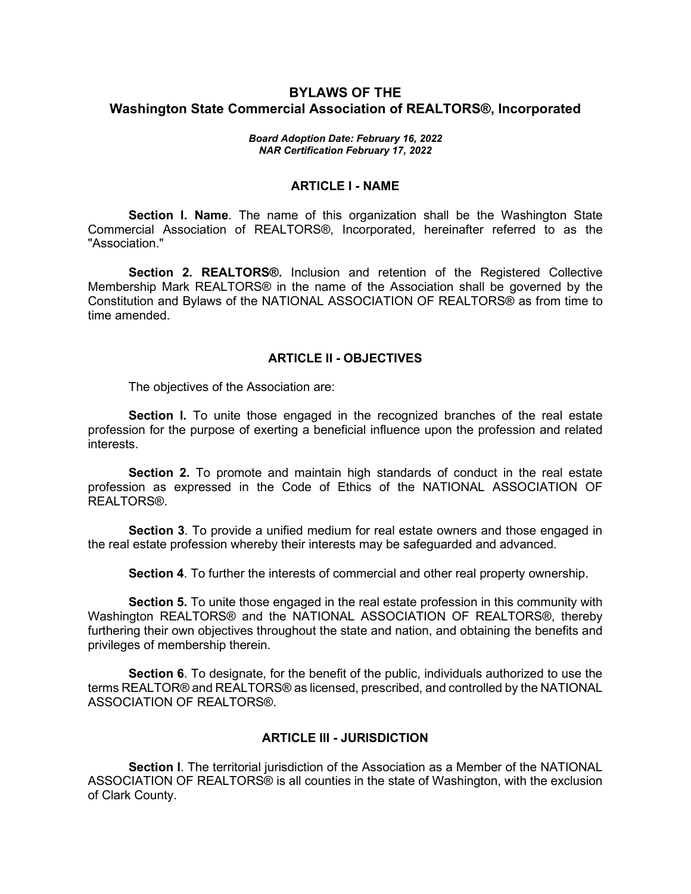# BYLAWS OF THE
# Washington State Commercial Association of REALTORS®, Incorporated

***Board Adoption Date: February 16, 2022***
***NAR Certification February 17, 2022***

## ARTICLE I - NAME

**Section I. Name**. The name of this organization shall be the Washington State Commercial Association of REALTORS®, Incorporated, hereinafter referred to as the "Association."

**Section 2. REALTORS®.** Inclusion and retention of the Registered Collective Membership Mark REALTORS® in the name of the Association shall be governed by the Constitution and Bylaws of the NATIONAL ASSOCIATION OF REALTORS® as from time to time amended.

## ARTICLE II - OBJECTIVES

The objectives of the Association are:

**Section I.** To unite those engaged in the recognized branches of the real estate profession for the purpose of exerting a beneficial influence upon the profession and related interests.

**Section 2.** To promote and maintain high standards of conduct in the real estate profession as expressed in the Code of Ethics of the NATIONAL ASSOCIATION OF REALTORS®.

**Section 3**. To provide a unified medium for real estate owners and those engaged in the real estate profession whereby their interests may be safeguarded and advanced.

**Section 4**. To further the interests of commercial and other real property ownership.

**Section 5.** To unite those engaged in the real estate profession in this community with Washington REALTORS® and the NATIONAL ASSOCIATION OF REALTORS®, thereby furthering their own objectives throughout the state and nation, and obtaining the benefits and privileges of membership therein.

**Section 6**. To designate, for the benefit of the public, individuals authorized to use the terms REALTOR® and REALTORS® as licensed, prescribed, and controlled by the NATIONAL ASSOCIATION OF REALTORS®.

## ARTICLE III - JURISDICTION

**Section I**. The territorial jurisdiction of the Association as a Member of the NATIONAL ASSOCIATION OF REALTORS® is all counties in the state of Washington, with the exclusion of Clark County.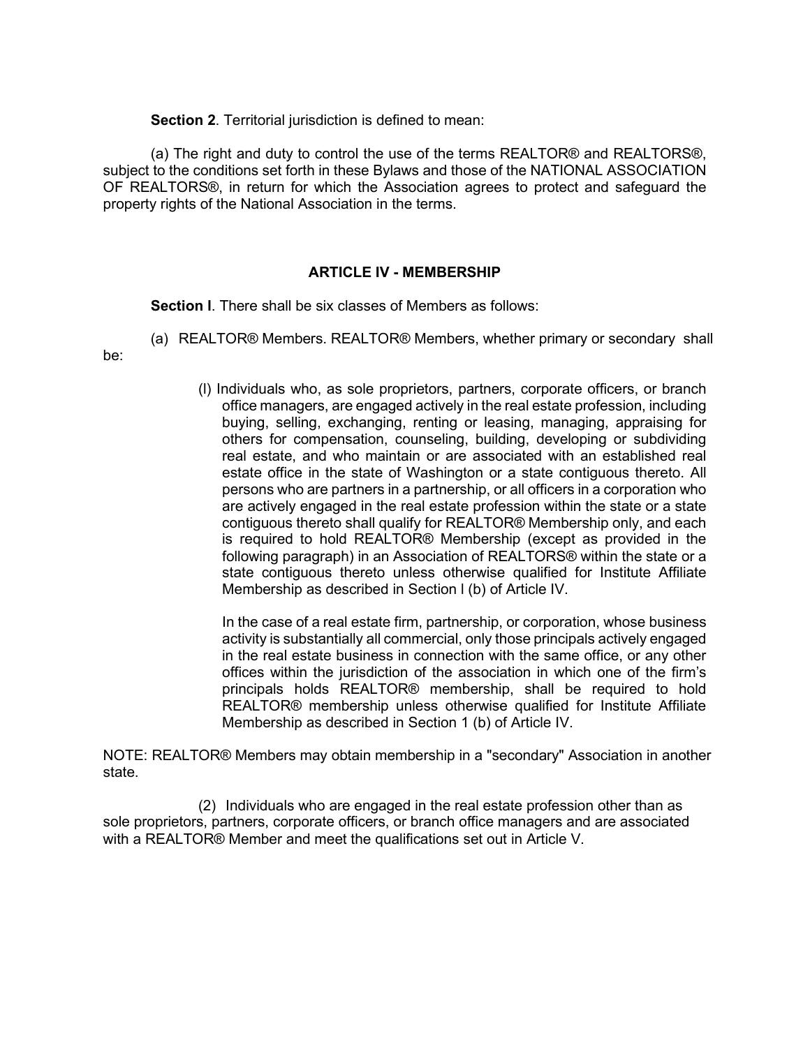**Section 2**. Territorial jurisdiction is defined to mean:

(a) The right and duty to control the use of the terms REALTOR® and REALTORS®, subject to the conditions set forth in these Bylaws and those of the NATIONAL ASSOCIATION OF REALTORS®, in return for which the Association agrees to protect and safeguard the property rights of the National Association in the terms.

## ARTICLE IV - MEMBERSHIP

**Section l**. There shall be six classes of Members as follows:

(a) REALTOR® Members. REALTOR® Members, whether primary or secondary shall be:

(l) Individuals who, as sole proprietors, partners, corporate officers, or branch office managers, are engaged actively in the real estate profession, including buying, selling, exchanging, renting or leasing, managing, appraising for others for compensation, counseling, building, developing or subdividing real estate, and who maintain or are associated with an established real estate office in the state of Washington or a state contiguous thereto. All persons who are partners in a partnership, or all officers in a corporation who are actively engaged in the real estate profession within the state or a state contiguous thereto shall qualify for REALTOR® Membership only, and each is required to hold REALTOR® Membership (except as provided in the following paragraph) in an Association of REALTORS® within the state or a state contiguous thereto unless otherwise qualified for Institute Affiliate Membership as described in Section l (b) of Article IV.

In the case of a real estate firm, partnership, or corporation, whose business activity is substantially all commercial, only those principals actively engaged in the real estate business in connection with the same office, or any other offices within the jurisdiction of the association in which one of the firm's principals holds REALTOR® membership, shall be required to hold REALTOR® membership unless otherwise qualified for Institute Affiliate Membership as described in Section 1 (b) of Article IV.

NOTE: REALTOR® Members may obtain membership in a "secondary" Association in another state.

(2) Individuals who are engaged in the real estate profession other than as sole proprietors, partners, corporate officers, or branch office managers and are associated with a REALTOR® Member and meet the qualifications set out in Article V.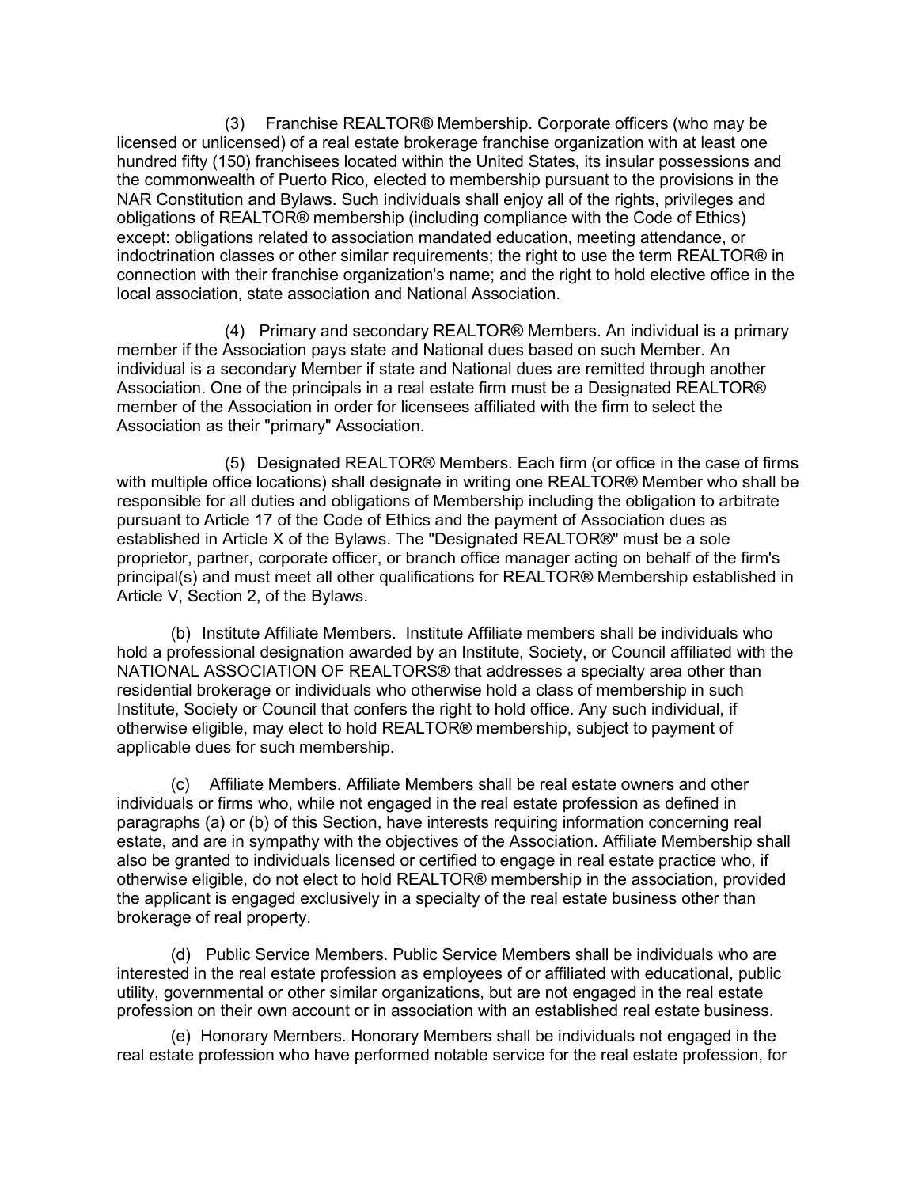(3) Franchise REALTOR® Membership. Corporate officers (who may be licensed or unlicensed) of a real estate brokerage franchise organization with at least one hundred fifty (150) franchisees located within the United States, its insular possessions and the commonwealth of Puerto Rico, elected to membership pursuant to the provisions in the NAR Constitution and Bylaws. Such individuals shall enjoy all of the rights, privileges and obligations of REALTOR® membership (including compliance with the Code of Ethics) except: obligations related to association mandated education, meeting attendance, or indoctrination classes or other similar requirements; the right to use the term REALTOR® in connection with their franchise organization's name; and the right to hold elective office in the local association, state association and National Association.

(4) Primary and secondary REALTOR® Members. An individual is a primary member if the Association pays state and National dues based on such Member. An individual is a secondary Member if state and National dues are remitted through another Association. One of the principals in a real estate firm must be a Designated REALTOR® member of the Association in order for licensees affiliated with the firm to select the Association as their "primary" Association.

(5) Designated REALTOR® Members. Each firm (or office in the case of firms with multiple office locations) shall designate in writing one REALTOR® Member who shall be responsible for all duties and obligations of Membership including the obligation to arbitrate pursuant to Article 17 of the Code of Ethics and the payment of Association dues as established in Article X of the Bylaws. The "Designated REALTOR®" must be a sole proprietor, partner, corporate officer, or branch office manager acting on behalf of the firm's principal(s) and must meet all other qualifications for REALTOR® Membership established in Article V, Section 2, of the Bylaws.

(b) Institute Affiliate Members. Institute Affiliate members shall be individuals who hold a professional designation awarded by an Institute, Society, or Council affiliated with the NATIONAL ASSOCIATION OF REALTORS® that addresses a specialty area other than residential brokerage or individuals who otherwise hold a class of membership in such Institute, Society or Council that confers the right to hold office. Any such individual, if otherwise eligible, may elect to hold REALTOR® membership, subject to payment of applicable dues for such membership.

(c) Affiliate Members. Affiliate Members shall be real estate owners and other individuals or firms who, while not engaged in the real estate profession as defined in paragraphs (a) or (b) of this Section, have interests requiring information concerning real estate, and are in sympathy with the objectives of the Association. Affiliate Membership shall also be granted to individuals licensed or certified to engage in real estate practice who, if otherwise eligible, do not elect to hold REALTOR® membership in the association, provided the applicant is engaged exclusively in a specialty of the real estate business other than brokerage of real property.

(d) Public Service Members. Public Service Members shall be individuals who are interested in the real estate profession as employees of or affiliated with educational, public utility, governmental or other similar organizations, but are not engaged in the real estate profession on their own account or in association with an established real estate business.

(e) Honorary Members. Honorary Members shall be individuals not engaged in the real estate profession who have performed notable service for the real estate profession, for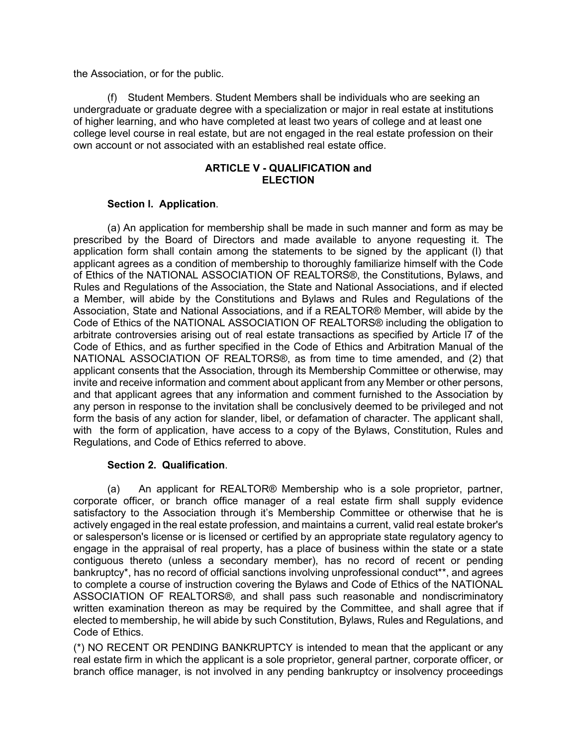the Association, or for the public.

(f) Student Members. Student Members shall be individuals who are seeking an undergraduate or graduate degree with a specialization or major in real estate at institutions of higher learning, and who have completed at least two years of college and at least one college level course in real estate, but are not engaged in the real estate profession on their own account or not associated with an established real estate office.

## ARTICLE V - QUALIFICATION and ELECTION

### Section l. Application.

(a) An application for membership shall be made in such manner and form as may be prescribed by the Board of Directors and made available to anyone requesting it. The application form shall contain among the statements to be signed by the applicant (l) that applicant agrees as a condition of membership to thoroughly familiarize himself with the Code of Ethics of the NATIONAL ASSOCIATION OF REALTORS®, the Constitutions, Bylaws, and Rules and Regulations of the Association, the State and National Associations, and if elected a Member, will abide by the Constitutions and Bylaws and Rules and Regulations of the Association, State and National Associations, and if a REALTOR® Member, will abide by the Code of Ethics of the NATIONAL ASSOCIATION OF REALTORS® including the obligation to arbitrate controversies arising out of real estate transactions as specified by Article l7 of the Code of Ethics, and as further specified in the Code of Ethics and Arbitration Manual of the NATIONAL ASSOCIATION OF REALTORS®, as from time to time amended, and (2) that applicant consents that the Association, through its Membership Committee or otherwise, may invite and receive information and comment about applicant from any Member or other persons, and that applicant agrees that any information and comment furnished to the Association by any person in response to the invitation shall be conclusively deemed to be privileged and not form the basis of any action for slander, libel, or defamation of character. The applicant shall, with the form of application, have access to a copy of the Bylaws, Constitution, Rules and Regulations, and Code of Ethics referred to above.

### Section 2. Qualification.

(a) An applicant for REALTOR® Membership who is a sole proprietor, partner, corporate officer, or branch office manager of a real estate firm shall supply evidence satisfactory to the Association through it's Membership Committee or otherwise that he is actively engaged in the real estate profession, and maintains a current, valid real estate broker's or salesperson's license or is licensed or certified by an appropriate state regulatory agency to engage in the appraisal of real property, has a place of business within the state or a state contiguous thereto (unless a secondary member), has no record of recent or pending bankruptcy*, has no record of official sanctions involving unprofessional conduct**, and agrees to complete a course of instruction covering the Bylaws and Code of Ethics of the NATIONAL ASSOCIATION OF REALTORS®, and shall pass such reasonable and nondiscriminatory written examination thereon as may be required by the Committee, and shall agree that if elected to membership, he will abide by such Constitution, Bylaws, Rules and Regulations, and Code of Ethics.

(*) NO RECENT OR PENDING BANKRUPTCY is intended to mean that the applicant or any real estate firm in which the applicant is a sole proprietor, general partner, corporate officer, or branch office manager, is not involved in any pending bankruptcy or insolvency proceedings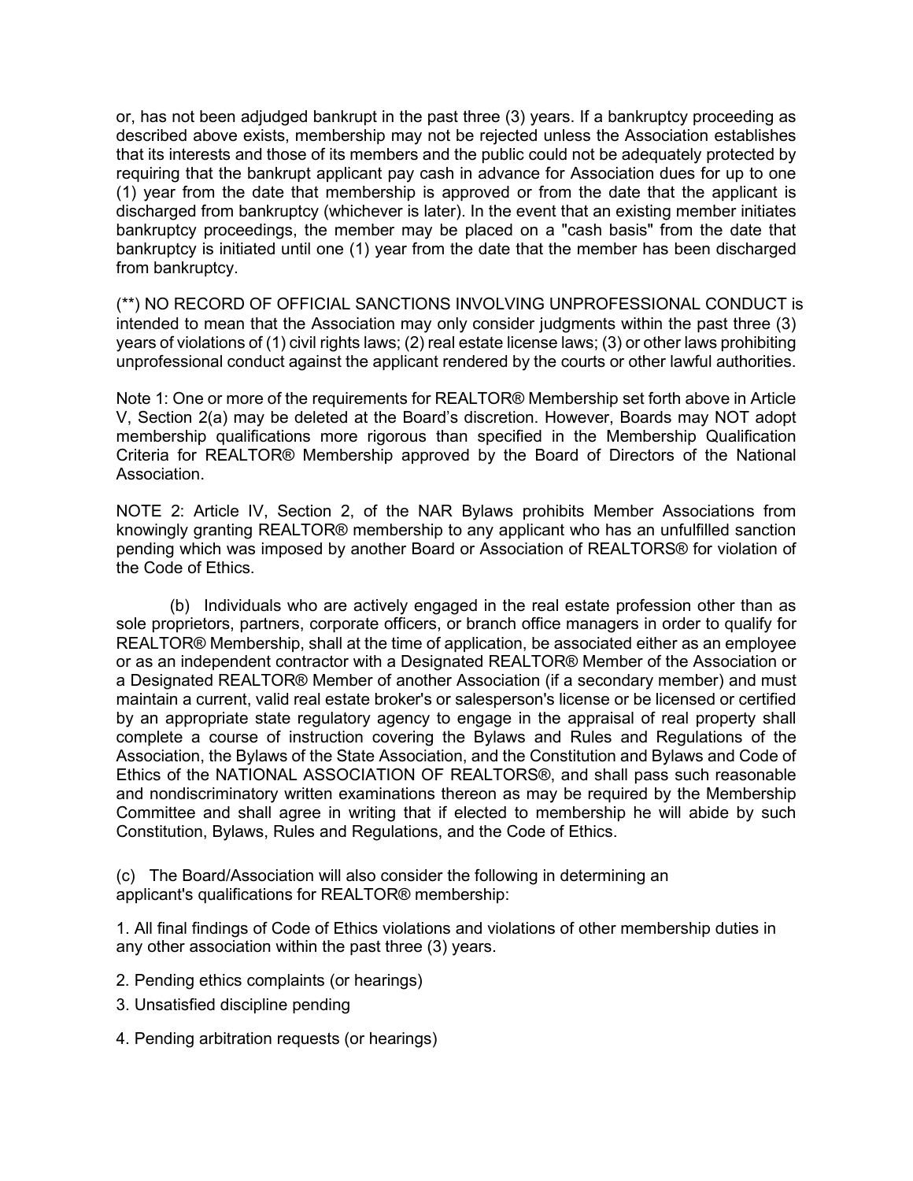or, has not been adjudged bankrupt in the past three (3) years. If a bankruptcy proceeding as described above exists, membership may not be rejected unless the Association establishes that its interests and those of its members and the public could not be adequately protected by requiring that the bankrupt applicant pay cash in advance for Association dues for up to one (1) year from the date that membership is approved or from the date that the applicant is discharged from bankruptcy (whichever is later). In the event that an existing member initiates bankruptcy proceedings, the member may be placed on a "cash basis" from the date that bankruptcy is initiated until one (1) year from the date that the member has been discharged from bankruptcy.

(**) NO RECORD OF OFFICIAL SANCTIONS INVOLVING UNPROFESSIONAL CONDUCT is intended to mean that the Association may only consider judgments within the past three (3) years of violations of (1) civil rights laws; (2) real estate license laws; (3) or other laws prohibiting unprofessional conduct against the applicant rendered by the courts or other lawful authorities.

Note 1: One or more of the requirements for REALTOR® Membership set forth above in Article V, Section 2(a) may be deleted at the Board's discretion. However, Boards may NOT adopt membership qualifications more rigorous than specified in the Membership Qualification Criteria for REALTOR® Membership approved by the Board of Directors of the National Association.

NOTE 2: Article IV, Section 2, of the NAR Bylaws prohibits Member Associations from knowingly granting REALTOR® membership to any applicant who has an unfulfilled sanction pending which was imposed by another Board or Association of REALTORS® for violation of the Code of Ethics.

(b) Individuals who are actively engaged in the real estate profession other than as sole proprietors, partners, corporate officers, or branch office managers in order to qualify for REALTOR® Membership, shall at the time of application, be associated either as an employee or as an independent contractor with a Designated REALTOR® Member of the Association or a Designated REALTOR® Member of another Association (if a secondary member) and must maintain a current, valid real estate broker's or salesperson's license or be licensed or certified by an appropriate state regulatory agency to engage in the appraisal of real property shall complete a course of instruction covering the Bylaws and Rules and Regulations of the Association, the Bylaws of the State Association, and the Constitution and Bylaws and Code of Ethics of the NATIONAL ASSOCIATION OF REALTORS®, and shall pass such reasonable and nondiscriminatory written examinations thereon as may be required by the Membership Committee and shall agree in writing that if elected to membership he will abide by such Constitution, Bylaws, Rules and Regulations, and the Code of Ethics.

(c) The Board/Association will also consider the following in determining an applicant's qualifications for REALTOR® membership:

1. All final findings of Code of Ethics violations and violations of other membership duties in any other association within the past three (3) years.
2. Pending ethics complaints (or hearings)
3. Unsatisfied discipline pending
4. Pending arbitration requests (or hearings)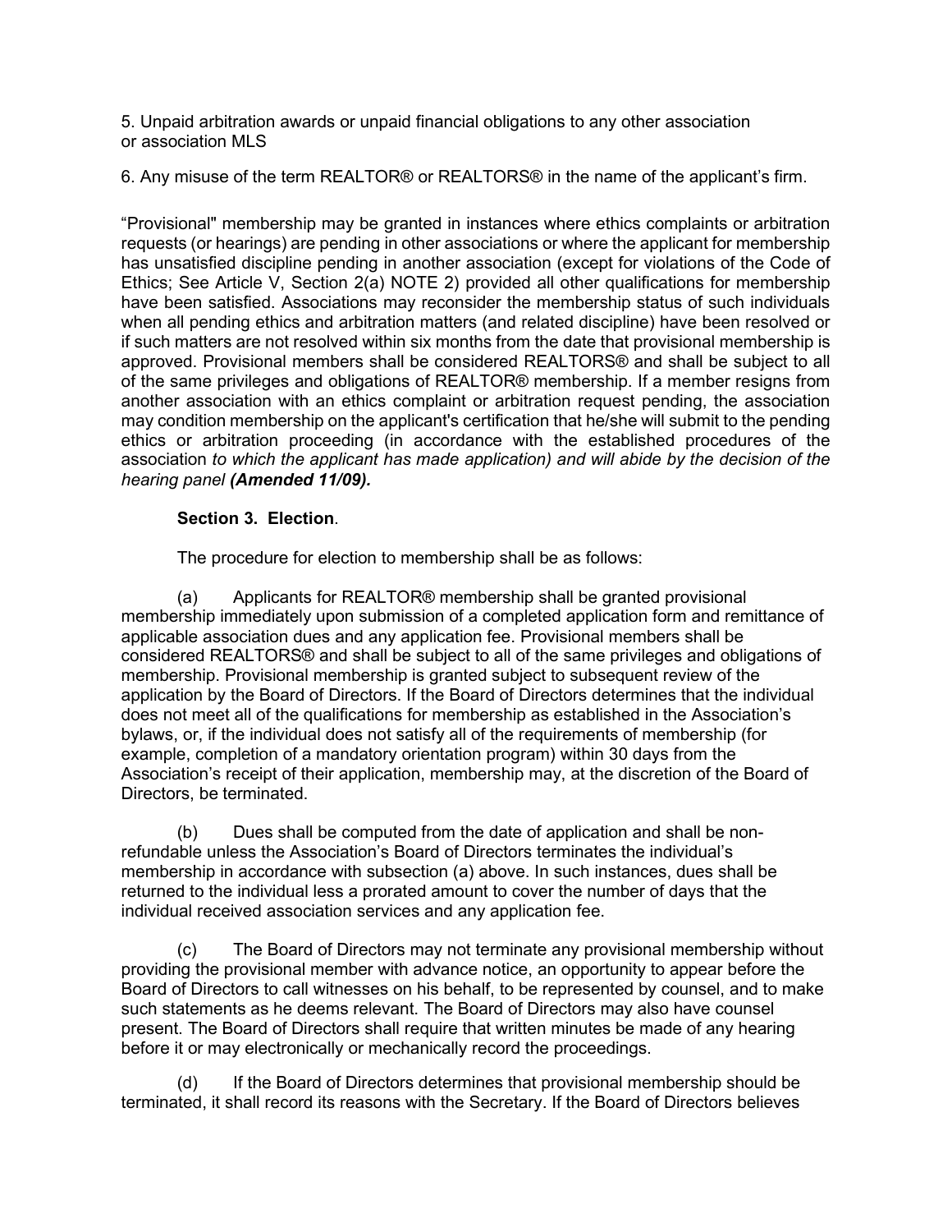5. Unpaid arbitration awards or unpaid financial obligations to any other association or association MLS

6. Any misuse of the term REALTOR® or REALTORS® in the name of the applicant's firm.

"Provisional" membership may be granted in instances where ethics complaints or arbitration requests (or hearings) are pending in other associations or where the applicant for membership has unsatisfied discipline pending in another association (except for violations of the Code of Ethics; See Article V, Section 2(a) NOTE 2) provided all other qualifications for membership have been satisfied. Associations may reconsider the membership status of such individuals when all pending ethics and arbitration matters (and related discipline) have been resolved or if such matters are not resolved within six months from the date that provisional membership is approved. Provisional members shall be considered REALTORS® and shall be subject to all of the same privileges and obligations of REALTOR® membership. If a member resigns from another association with an ethics complaint or arbitration request pending, the association may condition membership on the applicant's certification that he/she will submit to the pending ethics or arbitration proceeding (in accordance with the established procedures of the association *to which the applicant has made application) and will abide by the decision of the hearing panel* ***(Amended 11/09).***

**Section 3. Election**.

The procedure for election to membership shall be as follows:

(a) Applicants for REALTOR® membership shall be granted provisional membership immediately upon submission of a completed application form and remittance of applicable association dues and any application fee. Provisional members shall be considered REALTORS® and shall be subject to all of the same privileges and obligations of membership. Provisional membership is granted subject to subsequent review of the application by the Board of Directors. If the Board of Directors determines that the individual does not meet all of the qualifications for membership as established in the Association's bylaws, or, if the individual does not satisfy all of the requirements of membership (for example, completion of a mandatory orientation program) within 30 days from the Association's receipt of their application, membership may, at the discretion of the Board of Directors, be terminated.

(b) Dues shall be computed from the date of application and shall be non-refundable unless the Association's Board of Directors terminates the individual's membership in accordance with subsection (a) above. In such instances, dues shall be returned to the individual less a prorated amount to cover the number of days that the individual received association services and any application fee.

(c) The Board of Directors may not terminate any provisional membership without providing the provisional member with advance notice, an opportunity to appear before the Board of Directors to call witnesses on his behalf, to be represented by counsel, and to make such statements as he deems relevant. The Board of Directors may also have counsel present. The Board of Directors shall require that written minutes be made of any hearing before it or may electronically or mechanically record the proceedings.

(d) If the Board of Directors determines that provisional membership should be terminated, it shall record its reasons with the Secretary. If the Board of Directors believes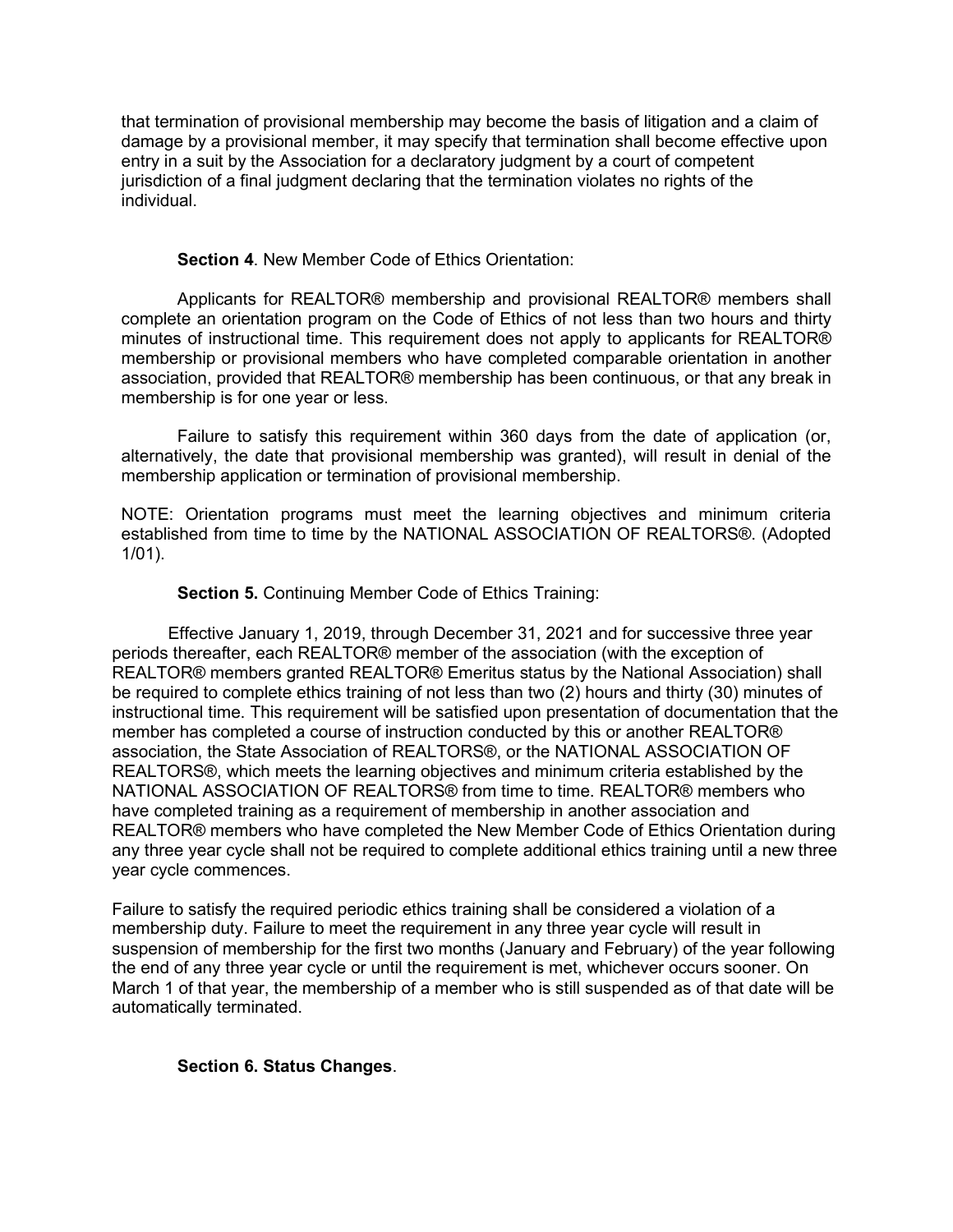that termination of provisional membership may become the basis of litigation and a claim of damage by a provisional member, it may specify that termination shall become effective upon entry in a suit by the Association for a declaratory judgment by a court of competent jurisdiction of a final judgment declaring that the termination violates no rights of the individual.

**Section 4**. New Member Code of Ethics Orientation:

Applicants for REALTOR® membership and provisional REALTOR® members shall complete an orientation program on the Code of Ethics of not less than two hours and thirty minutes of instructional time. This requirement does not apply to applicants for REALTOR® membership or provisional members who have completed comparable orientation in another association, provided that REALTOR® membership has been continuous, or that any break in membership is for one year or less.

Failure to satisfy this requirement within 360 days from the date of application (or, alternatively, the date that provisional membership was granted), will result in denial of the membership application or termination of provisional membership.

NOTE: Orientation programs must meet the learning objectives and minimum criteria established from time to time by the NATIONAL ASSOCIATION OF REALTORS®. (Adopted 1/01).

**Section 5.** Continuing Member Code of Ethics Training:

Effective January 1, 2019, through December 31, 2021 and for successive three year periods thereafter, each REALTOR® member of the association (with the exception of REALTOR® members granted REALTOR® Emeritus status by the National Association) shall be required to complete ethics training of not less than two (2) hours and thirty (30) minutes of instructional time. This requirement will be satisfied upon presentation of documentation that the member has completed a course of instruction conducted by this or another REALTOR® association, the State Association of REALTORS®, or the NATIONAL ASSOCIATION OF REALTORS®, which meets the learning objectives and minimum criteria established by the NATIONAL ASSOCIATION OF REALTORS® from time to time. REALTOR® members who have completed training as a requirement of membership in another association and REALTOR® members who have completed the New Member Code of Ethics Orientation during any three year cycle shall not be required to complete additional ethics training until a new three year cycle commences.

Failure to satisfy the required periodic ethics training shall be considered a violation of a membership duty. Failure to meet the requirement in any three year cycle will result in suspension of membership for the first two months (January and February) of the year following the end of any three year cycle or until the requirement is met, whichever occurs sooner. On March 1 of that year, the membership of a member who is still suspended as of that date will be automatically terminated.

**Section 6. Status Changes**.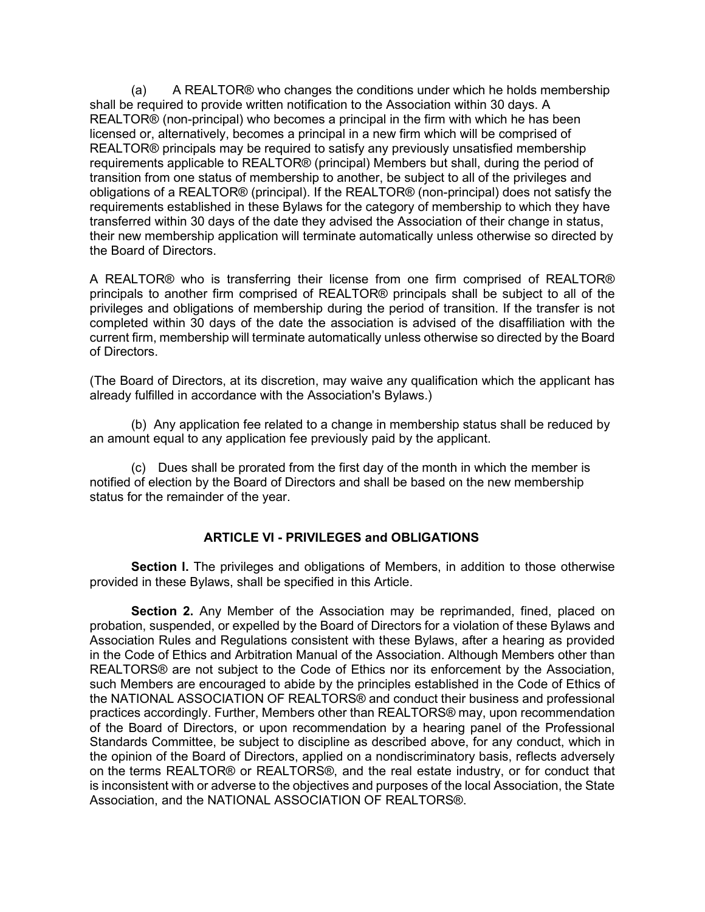(a) A REALTOR® who changes the conditions under which he holds membership shall be required to provide written notification to the Association within 30 days. A REALTOR® (non-principal) who becomes a principal in the firm with which he has been licensed or, alternatively, becomes a principal in a new firm which will be comprised of REALTOR® principals may be required to satisfy any previously unsatisfied membership requirements applicable to REALTOR® (principal) Members but shall, during the period of transition from one status of membership to another, be subject to all of the privileges and obligations of a REALTOR® (principal). If the REALTOR® (non-principal) does not satisfy the requirements established in these Bylaws for the category of membership to which they have transferred within 30 days of the date they advised the Association of their change in status, their new membership application will terminate automatically unless otherwise so directed by the Board of Directors.

A REALTOR® who is transferring their license from one firm comprised of REALTOR® principals to another firm comprised of REALTOR® principals shall be subject to all of the privileges and obligations of membership during the period of transition. If the transfer is not completed within 30 days of the date the association is advised of the disaffiliation with the current firm, membership will terminate automatically unless otherwise so directed by the Board of Directors.

(The Board of Directors, at its discretion, may waive any qualification which the applicant has already fulfilled in accordance with the Association's Bylaws.)

(b) Any application fee related to a change in membership status shall be reduced by an amount equal to any application fee previously paid by the applicant.

(c) Dues shall be prorated from the first day of the month in which the member is notified of election by the Board of Directors and shall be based on the new membership status for the remainder of the year.

## ARTICLE VI - PRIVILEGES and OBLIGATIONS

**Section l.** The privileges and obligations of Members, in addition to those otherwise provided in these Bylaws, shall be specified in this Article.

**Section 2.** Any Member of the Association may be reprimanded, fined, placed on probation, suspended, or expelled by the Board of Directors for a violation of these Bylaws and Association Rules and Regulations consistent with these Bylaws, after a hearing as provided in the Code of Ethics and Arbitration Manual of the Association. Although Members other than REALTORS® are not subject to the Code of Ethics nor its enforcement by the Association, such Members are encouraged to abide by the principles established in the Code of Ethics of the NATIONAL ASSOCIATION OF REALTORS® and conduct their business and professional practices accordingly. Further, Members other than REALTORS® may, upon recommendation of the Board of Directors, or upon recommendation by a hearing panel of the Professional Standards Committee, be subject to discipline as described above, for any conduct, which in the opinion of the Board of Directors, applied on a nondiscriminatory basis, reflects adversely on the terms REALTOR® or REALTORS®, and the real estate industry, or for conduct that is inconsistent with or adverse to the objectives and purposes of the local Association, the State Association, and the NATIONAL ASSOCIATION OF REALTORS®.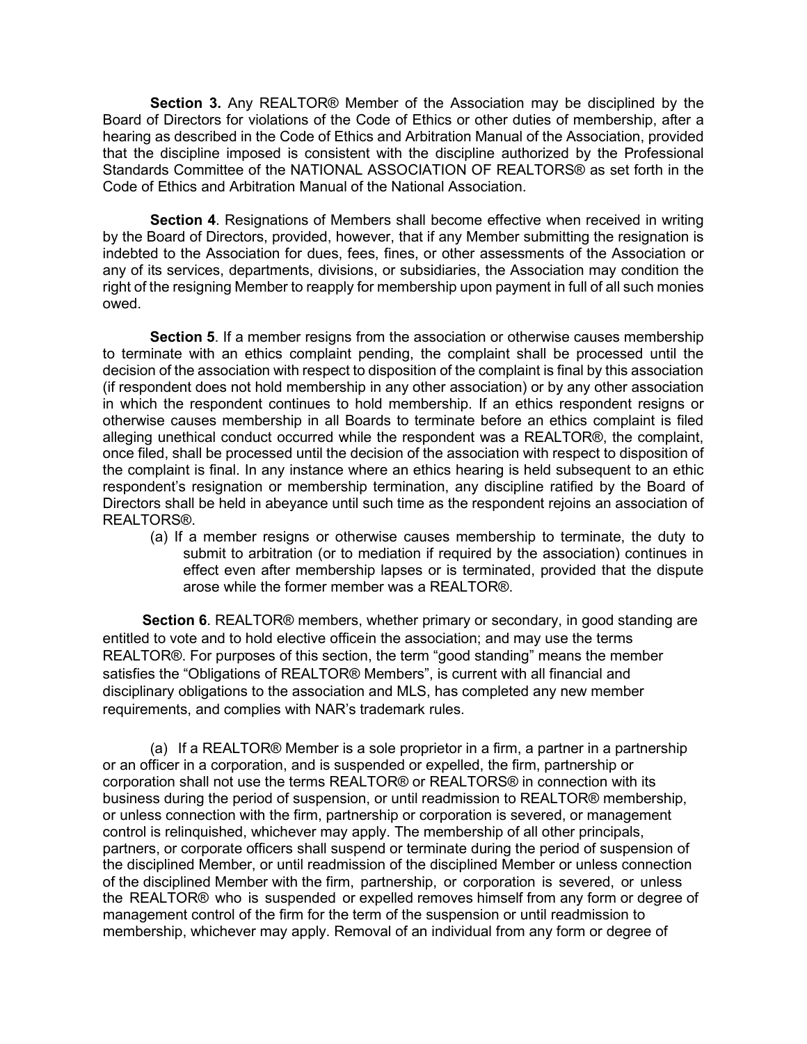**Section 3.** Any REALTOR® Member of the Association may be disciplined by the Board of Directors for violations of the Code of Ethics or other duties of membership, after a hearing as described in the Code of Ethics and Arbitration Manual of the Association, provided that the discipline imposed is consistent with the discipline authorized by the Professional Standards Committee of the NATIONAL ASSOCIATION OF REALTORS® as set forth in the Code of Ethics and Arbitration Manual of the National Association.

**Section 4**. Resignations of Members shall become effective when received in writing by the Board of Directors, provided, however, that if any Member submitting the resignation is indebted to the Association for dues, fees, fines, or other assessments of the Association or any of its services, departments, divisions, or subsidiaries, the Association may condition the right of the resigning Member to reapply for membership upon payment in full of all such monies owed.

**Section 5**. If a member resigns from the association or otherwise causes membership to terminate with an ethics complaint pending, the complaint shall be processed until the decision of the association with respect to disposition of the complaint is final by this association (if respondent does not hold membership in any other association) or by any other association in which the respondent continues to hold membership. If an ethics respondent resigns or otherwise causes membership in all Boards to terminate before an ethics complaint is filed alleging unethical conduct occurred while the respondent was a REALTOR®, the complaint, once filed, shall be processed until the decision of the association with respect to disposition of the complaint is final. In any instance where an ethics hearing is held subsequent to an ethic respondent's resignation or membership termination, any discipline ratified by the Board of Directors shall be held in abeyance until such time as the respondent rejoins an association of REALTORS®.

(a) If a member resigns or otherwise causes membership to terminate, the duty to submit to arbitration (or to mediation if required by the association) continues in effect even after membership lapses or is terminated, provided that the dispute arose while the former member was a REALTOR®.

**Section 6**. REALTOR® members, whether primary or secondary, in good standing are entitled to vote and to hold elective officein the association; and may use the terms REALTOR®. For purposes of this section, the term "good standing" means the member satisfies the "Obligations of REALTOR® Members", is current with all financial and disciplinary obligations to the association and MLS, has completed any new member requirements, and complies with NAR's trademark rules.

(a) If a REALTOR® Member is a sole proprietor in a firm, a partner in a partnership or an officer in a corporation, and is suspended or expelled, the firm, partnership or corporation shall not use the terms REALTOR® or REALTORS® in connection with its business during the period of suspension, or until readmission to REALTOR® membership, or unless connection with the firm, partnership or corporation is severed, or management control is relinquished, whichever may apply. The membership of all other principals, partners, or corporate officers shall suspend or terminate during the period of suspension of the disciplined Member, or until readmission of the disciplined Member or unless connection of the disciplined Member with the firm, partnership, or corporation is severed, or unless the REALTOR® who is suspended or expelled removes himself from any form or degree of management control of the firm for the term of the suspension or until readmission to membership, whichever may apply. Removal of an individual from any form or degree of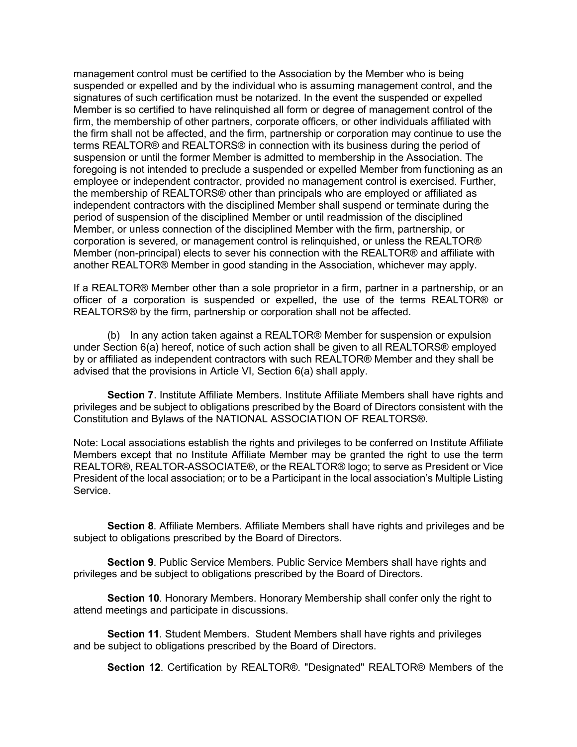management control must be certified to the Association by the Member who is being suspended or expelled and by the individual who is assuming management control, and the signatures of such certification must be notarized. In the event the suspended or expelled Member is so certified to have relinquished all form or degree of management control of the firm, the membership of other partners, corporate officers, or other individuals affiliated with the firm shall not be affected, and the firm, partnership or corporation may continue to use the terms REALTOR® and REALTORS® in connection with its business during the period of suspension or until the former Member is admitted to membership in the Association. The foregoing is not intended to preclude a suspended or expelled Member from functioning as an employee or independent contractor, provided no management control is exercised. Further, the membership of REALTORS® other than principals who are employed or affiliated as independent contractors with the disciplined Member shall suspend or terminate during the period of suspension of the disciplined Member or until readmission of the disciplined Member, or unless connection of the disciplined Member with the firm, partnership, or corporation is severed, or management control is relinquished, or unless the REALTOR® Member (non-principal) elects to sever his connection with the REALTOR® and affiliate with another REALTOR® Member in good standing in the Association, whichever may apply.

If a REALTOR® Member other than a sole proprietor in a firm, partner in a partnership, or an officer of a corporation is suspended or expelled, the use of the terms REALTOR® or REALTORS® by the firm, partnership or corporation shall not be affected.

(b) In any action taken against a REALTOR® Member for suspension or expulsion under Section 6(a) hereof, notice of such action shall be given to all REALTORS® employed by or affiliated as independent contractors with such REALTOR® Member and they shall be advised that the provisions in Article VI, Section 6(a) shall apply.

**Section 7**. Institute Affiliate Members. Institute Affiliate Members shall have rights and privileges and be subject to obligations prescribed by the Board of Directors consistent with the Constitution and Bylaws of the NATIONAL ASSOCIATION OF REALTORS®.

Note: Local associations establish the rights and privileges to be conferred on Institute Affiliate Members except that no Institute Affiliate Member may be granted the right to use the term REALTOR®, REALTOR-ASSOCIATE®, or the REALTOR® logo; to serve as President or Vice President of the local association; or to be a Participant in the local association's Multiple Listing Service.

**Section 8**. Affiliate Members. Affiliate Members shall have rights and privileges and be subject to obligations prescribed by the Board of Directors.

**Section 9**. Public Service Members. Public Service Members shall have rights and privileges and be subject to obligations prescribed by the Board of Directors.

**Section 10**. Honorary Members. Honorary Membership shall confer only the right to attend meetings and participate in discussions.

**Section 11**. Student Members. Student Members shall have rights and privileges and be subject to obligations prescribed by the Board of Directors.

**Section 12**. Certification by REALTOR®. "Designated" REALTOR® Members of the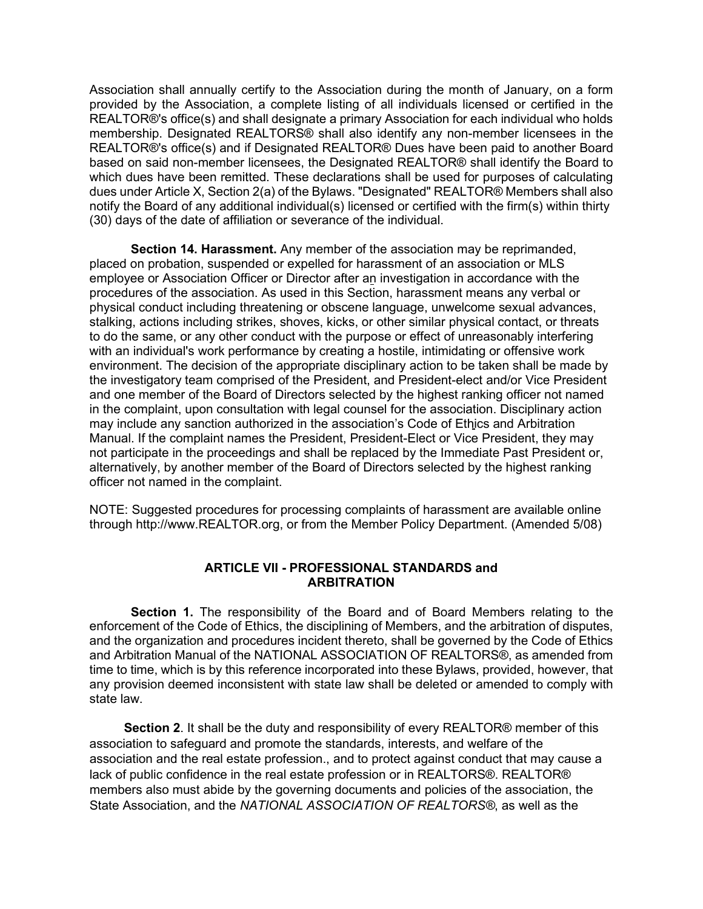Association shall annually certify to the Association during the month of January, on a form provided by the Association, a complete listing of all individuals licensed or certified in the REALTOR®'s office(s) and shall designate a primary Association for each individual who holds membership. Designated REALTORS® shall also identify any non-member licensees in the REALTOR®'s office(s) and if Designated REALTOR® Dues have been paid to another Board based on said non-member licensees, the Designated REALTOR® shall identify the Board to which dues have been remitted. These declarations shall be used for purposes of calculating dues under Article X, Section 2(a) of the Bylaws. "Designated" REALTOR® Members shall also notify the Board of any additional individual(s) licensed or certified with the firm(s) within thirty (30) days of the date of affiliation or severance of the individual.

**Section 14. Harassment.** Any member of the association may be reprimanded, placed on probation, suspended or expelled for harassment of an association or MLS employee or Association Officer or Director after an investigation in accordance with the procedures of the association. As used in this Section, harassment means any verbal or physical conduct including threatening or obscene language, unwelcome sexual advances, stalking, actions including strikes, shoves, kicks, or other similar physical contact, or threats to do the same, or any other conduct with the purpose or effect of unreasonably interfering with an individual's work performance by creating a hostile, intimidating or offensive work environment. The decision of the appropriate disciplinary action to be taken shall be made by the investigatory team comprised of the President, and President-elect and/or Vice President and one member of the Board of Directors selected by the highest ranking officer not named in the complaint, upon consultation with legal counsel for the association. Disciplinary action may include any sanction authorized in the association's Code of Ethics and Arbitration Manual. If the complaint names the President, President-Elect or Vice President, they may not participate in the proceedings and shall be replaced by the Immediate Past President or, alternatively, by another member of the Board of Directors selected by the highest ranking officer not named in the complaint.

NOTE: Suggested procedures for processing complaints of harassment are available online through http://www.REALTOR.org, or from the Member Policy Department. (Amended 5/08)

## ARTICLE VII - PROFESSIONAL STANDARDS and ARBITRATION

**Section 1.** The responsibility of the Board and of Board Members relating to the enforcement of the Code of Ethics, the disciplining of Members, and the arbitration of disputes, and the organization and procedures incident thereto, shall be governed by the Code of Ethics and Arbitration Manual of the NATIONAL ASSOCIATION OF REALTORS®, as amended from time to time, which is by this reference incorporated into these Bylaws, provided, however, that any provision deemed inconsistent with state law shall be deleted or amended to comply with state law.

**Section 2**. It shall be the duty and responsibility of every REALTOR® member of this association to safeguard and promote the standards, interests, and welfare of the association and the real estate profession., and to protect against conduct that may cause a lack of public confidence in the real estate profession or in REALTORS®. REALTOR® members also must abide by the governing documents and policies of the association, the State Association, and the *NATIONAL ASSOCIATION OF REALTORS®*, as well as the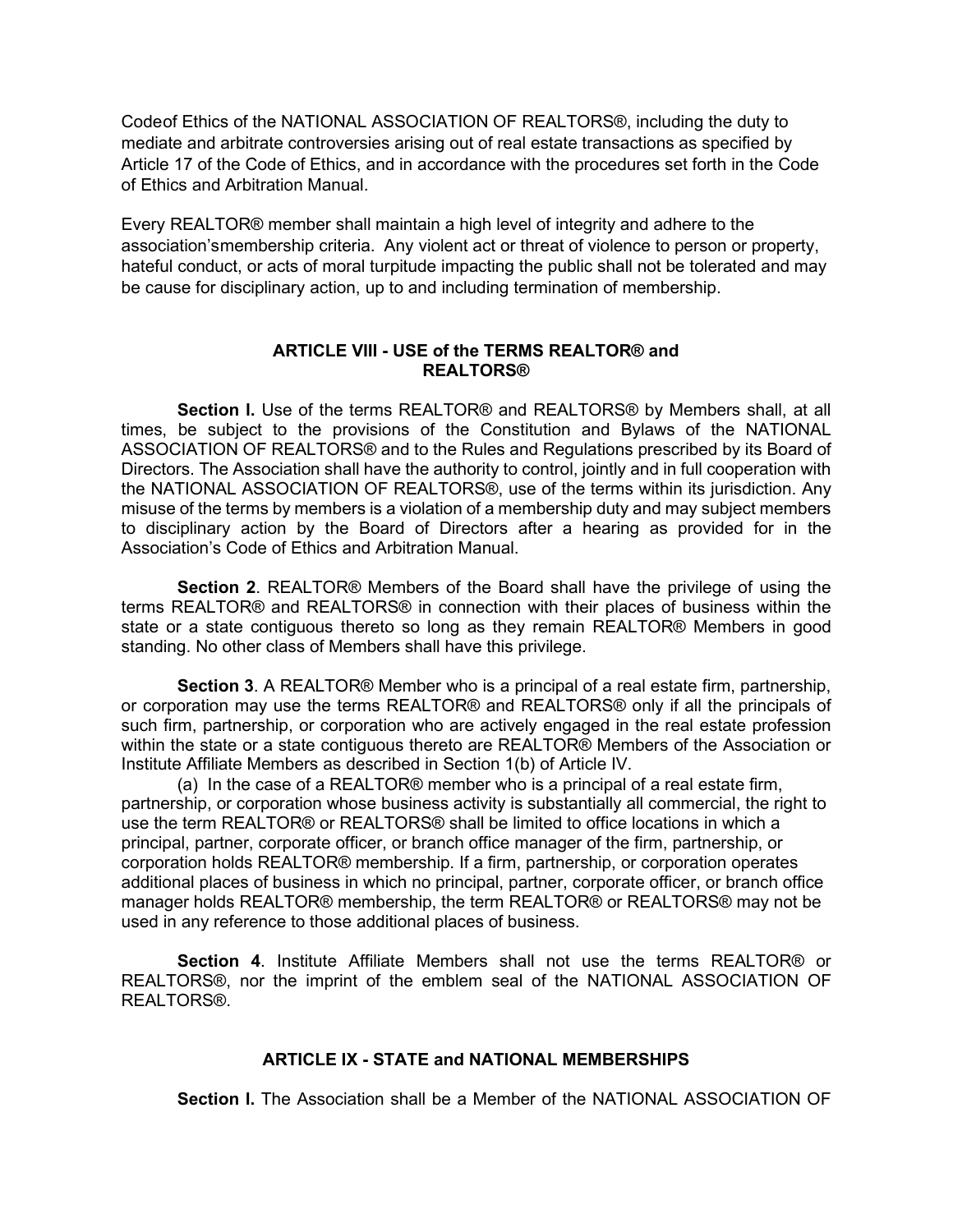Codeof Ethics of the NATIONAL ASSOCIATION OF REALTORS®, including the duty to mediate and arbitrate controversies arising out of real estate transactions as specified by Article 17 of the Code of Ethics, and in accordance with the procedures set forth in the Code of Ethics and Arbitration Manual.

Every REALTOR® member shall maintain a high level of integrity and adhere to the association'smembership criteria. Any violent act or threat of violence to person or property, hateful conduct, or acts of moral turpitude impacting the public shall not be tolerated and may be cause for disciplinary action, up to and including termination of membership.

## ARTICLE VIII - USE of the TERMS REALTOR® and REALTORS®

**Section I.** Use of the terms REALTOR® and REALTORS® by Members shall, at all times, be subject to the provisions of the Constitution and Bylaws of the NATIONAL ASSOCIATION OF REALTORS® and to the Rules and Regulations prescribed by its Board of Directors. The Association shall have the authority to control, jointly and in full cooperation with the NATIONAL ASSOCIATION OF REALTORS®, use of the terms within its jurisdiction. Any misuse of the terms by members is a violation of a membership duty and may subject members to disciplinary action by the Board of Directors after a hearing as provided for in the Association's Code of Ethics and Arbitration Manual.

**Section 2**. REALTOR® Members of the Board shall have the privilege of using the terms REALTOR® and REALTORS® in connection with their places of business within the state or a state contiguous thereto so long as they remain REALTOR® Members in good standing. No other class of Members shall have this privilege.

**Section 3**. A REALTOR® Member who is a principal of a real estate firm, partnership, or corporation may use the terms REALTOR® and REALTORS® only if all the principals of such firm, partnership, or corporation who are actively engaged in the real estate profession within the state or a state contiguous thereto are REALTOR® Members of the Association or Institute Affiliate Members as described in Section 1(b) of Article IV.

(a) In the case of a REALTOR® member who is a principal of a real estate firm, partnership, or corporation whose business activity is substantially all commercial, the right to use the term REALTOR® or REALTORS® shall be limited to office locations in which a principal, partner, corporate officer, or branch office manager of the firm, partnership, or corporation holds REALTOR® membership. If a firm, partnership, or corporation operates additional places of business in which no principal, partner, corporate officer, or branch office manager holds REALTOR® membership, the term REALTOR® or REALTORS® may not be used in any reference to those additional places of business.

**Section 4**. Institute Affiliate Members shall not use the terms REALTOR® or REALTORS®, nor the imprint of the emblem seal of the NATIONAL ASSOCIATION OF REALTORS®.

## ARTICLE IX - STATE and NATIONAL MEMBERSHIPS

**Section I.** The Association shall be a Member of the NATIONAL ASSOCIATION OF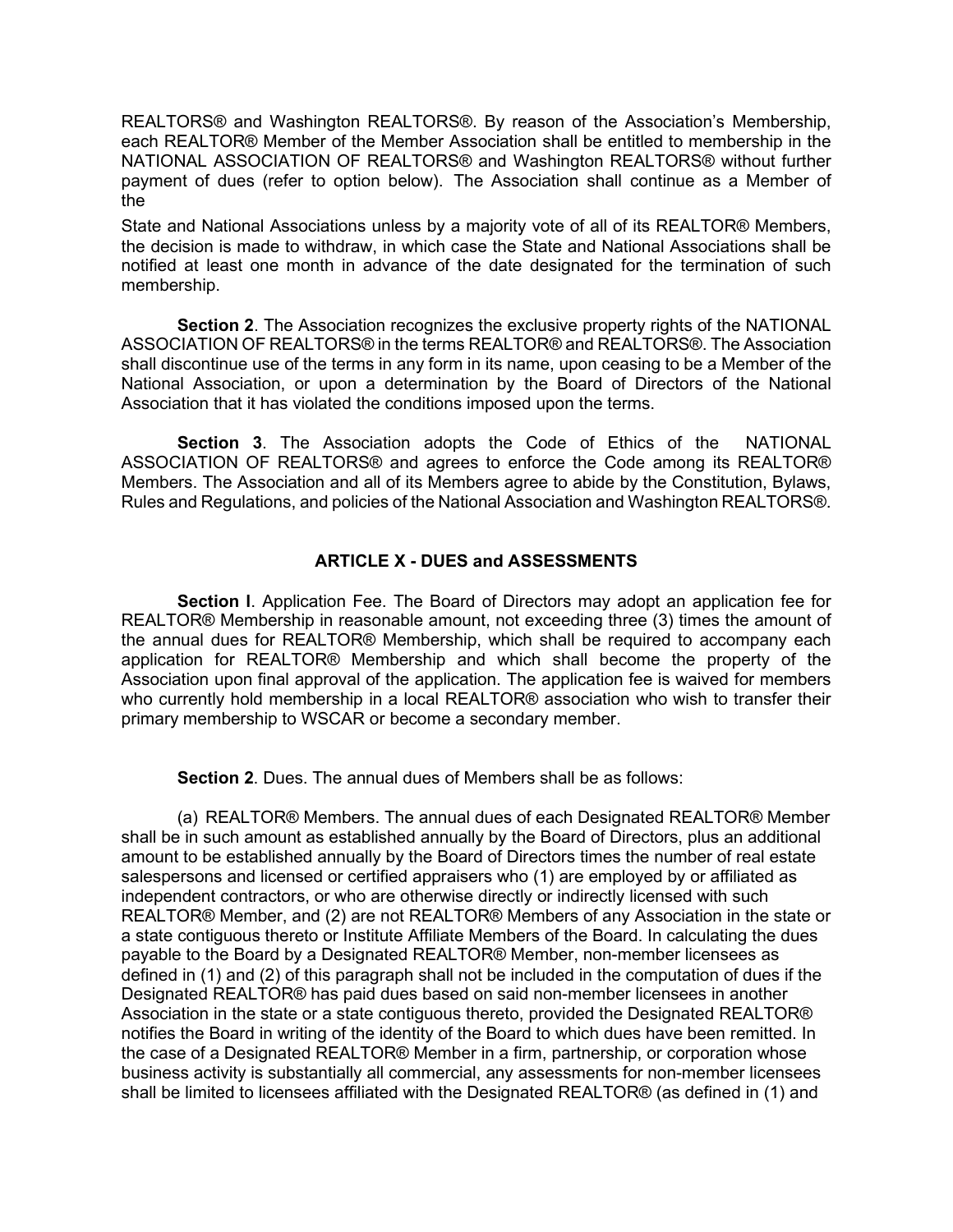REALTORS® and Washington REALTORS®. By reason of the Association's Membership, each REALTOR® Member of the Member Association shall be entitled to membership in the NATIONAL ASSOCIATION OF REALTORS® and Washington REALTORS® without further payment of dues (refer to option below). The Association shall continue as a Member of the

State and National Associations unless by a majority vote of all of its REALTOR® Members, the decision is made to withdraw, in which case the State and National Associations shall be notified at least one month in advance of the date designated for the termination of such membership.

**Section 2**. The Association recognizes the exclusive property rights of the NATIONAL ASSOCIATION OF REALTORS® in the terms REALTOR® and REALTORS®. The Association shall discontinue use of the terms in any form in its name, upon ceasing to be a Member of the National Association, or upon a determination by the Board of Directors of the National Association that it has violated the conditions imposed upon the terms.

**Section 3**. The Association adopts the Code of Ethics of the NATIONAL ASSOCIATION OF REALTORS® and agrees to enforce the Code among its REALTOR® Members. The Association and all of its Members agree to abide by the Constitution, Bylaws, Rules and Regulations, and policies of the National Association and Washington REALTORS®.

## ARTICLE X - DUES and ASSESSMENTS

**Section I**. Application Fee. The Board of Directors may adopt an application fee for REALTOR® Membership in reasonable amount, not exceeding three (3) times the amount of the annual dues for REALTOR® Membership, which shall be required to accompany each application for REALTOR® Membership and which shall become the property of the Association upon final approval of the application. The application fee is waived for members who currently hold membership in a local REALTOR® association who wish to transfer their primary membership to WSCAR or become a secondary member.

**Section 2**. Dues. The annual dues of Members shall be as follows:

(a) REALTOR® Members. The annual dues of each Designated REALTOR® Member shall be in such amount as established annually by the Board of Directors, plus an additional amount to be established annually by the Board of Directors times the number of real estate salespersons and licensed or certified appraisers who (1) are employed by or affiliated as independent contractors, or who are otherwise directly or indirectly licensed with such REALTOR® Member, and (2) are not REALTOR® Members of any Association in the state or a state contiguous thereto or Institute Affiliate Members of the Board. In calculating the dues payable to the Board by a Designated REALTOR® Member, non-member licensees as defined in (1) and (2) of this paragraph shall not be included in the computation of dues if the Designated REALTOR® has paid dues based on said non-member licensees in another Association in the state or a state contiguous thereto, provided the Designated REALTOR® notifies the Board in writing of the identity of the Board to which dues have been remitted. In the case of a Designated REALTOR® Member in a firm, partnership, or corporation whose business activity is substantially all commercial, any assessments for non-member licensees shall be limited to licensees affiliated with the Designated REALTOR® (as defined in (1) and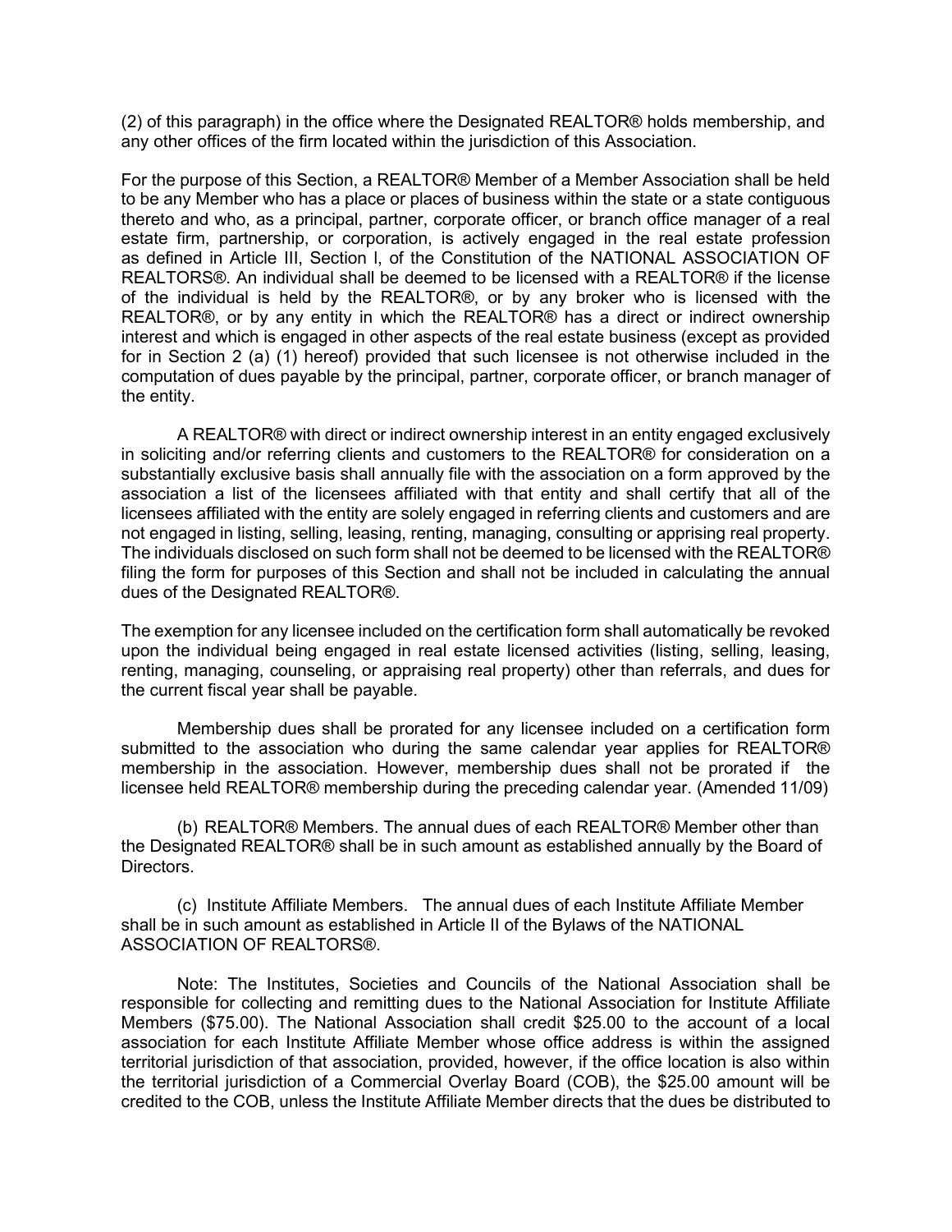(2) of this paragraph) in the office where the Designated REALTOR® holds membership, and any other offices of the firm located within the jurisdiction of this Association.

For the purpose of this Section, a REALTOR® Member of a Member Association shall be held to be any Member who has a place or places of business within the state or a state contiguous thereto and who, as a principal, partner, corporate officer, or branch office manager of a real estate firm, partnership, or corporation, is actively engaged in the real estate profession as defined in Article III, Section l, of the Constitution of the NATIONAL ASSOCIATION OF REALTORS®. An individual shall be deemed to be licensed with a REALTOR® if the license of the individual is held by the REALTOR®, or by any broker who is licensed with the REALTOR®, or by any entity in which the REALTOR® has a direct or indirect ownership interest and which is engaged in other aspects of the real estate business (except as provided for in Section 2 (a) (1) hereof) provided that such licensee is not otherwise included in the computation of dues payable by the principal, partner, corporate officer, or branch manager of the entity.

A REALTOR® with direct or indirect ownership interest in an entity engaged exclusively in soliciting and/or referring clients and customers to the REALTOR® for consideration on a substantially exclusive basis shall annually file with the association on a form approved by the association a list of the licensees affiliated with that entity and shall certify that all of the licensees affiliated with the entity are solely engaged in referring clients and customers and are not engaged in listing, selling, leasing, renting, managing, consulting or apprising real property. The individuals disclosed on such form shall not be deemed to be licensed with the REALTOR® filing the form for purposes of this Section and shall not be included in calculating the annual dues of the Designated REALTOR®.

The exemption for any licensee included on the certification form shall automatically be revoked upon the individual being engaged in real estate licensed activities (listing, selling, leasing, renting, managing, counseling, or appraising real property) other than referrals, and dues for the current fiscal year shall be payable.

Membership dues shall be prorated for any licensee included on a certification form submitted to the association who during the same calendar year applies for REALTOR® membership in the association. However, membership dues shall not be prorated if the licensee held REALTOR® membership during the preceding calendar year. (Amended 11/09)

(b) REALTOR® Members. The annual dues of each REALTOR® Member other than the Designated REALTOR® shall be in such amount as established annually by the Board of Directors.

(c) Institute Affiliate Members. The annual dues of each Institute Affiliate Member shall be in such amount as established in Article II of the Bylaws of the NATIONAL ASSOCIATION OF REALTORS®.

Note: The Institutes, Societies and Councils of the National Association shall be responsible for collecting and remitting dues to the National Association for Institute Affiliate Members ($75.00). The National Association shall credit $25.00 to the account of a local association for each Institute Affiliate Member whose office address is within the assigned territorial jurisdiction of that association, provided, however, if the office location is also within the territorial jurisdiction of a Commercial Overlay Board (COB), the $25.00 amount will be credited to the COB, unless the Institute Affiliate Member directs that the dues be distributed to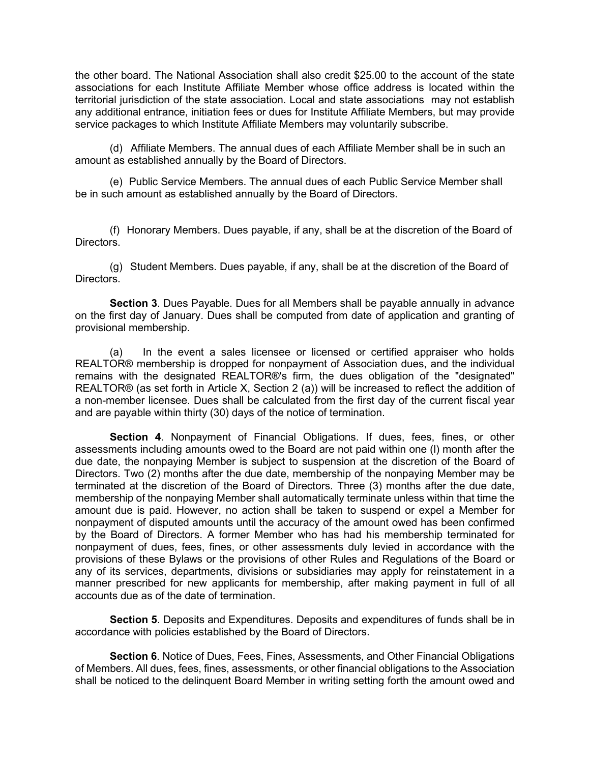the other board. The National Association shall also credit $25.00 to the account of the state associations for each Institute Affiliate Member whose office address is located within the territorial jurisdiction of the state association. Local and state associations may not establish any additional entrance, initiation fees or dues for Institute Affiliate Members, but may provide service packages to which Institute Affiliate Members may voluntarily subscribe.

(d) Affiliate Members. The annual dues of each Affiliate Member shall be in such an amount as established annually by the Board of Directors.

(e) Public Service Members. The annual dues of each Public Service Member shall be in such amount as established annually by the Board of Directors.

(f) Honorary Members. Dues payable, if any, shall be at the discretion of the Board of Directors.

(g) Student Members. Dues payable, if any, shall be at the discretion of the Board of Directors.

**Section 3**. Dues Payable. Dues for all Members shall be payable annually in advance on the first day of January. Dues shall be computed from date of application and granting of provisional membership.

(a) In the event a sales licensee or licensed or certified appraiser who holds REALTOR® membership is dropped for nonpayment of Association dues, and the individual remains with the designated REALTOR®'s firm, the dues obligation of the "designated" REALTOR® (as set forth in Article X, Section 2 (a)) will be increased to reflect the addition of a non-member licensee. Dues shall be calculated from the first day of the current fiscal year and are payable within thirty (30) days of the notice of termination.

**Section 4**. Nonpayment of Financial Obligations. If dues, fees, fines, or other assessments including amounts owed to the Board are not paid within one (l) month after the due date, the nonpaying Member is subject to suspension at the discretion of the Board of Directors. Two (2) months after the due date, membership of the nonpaying Member may be terminated at the discretion of the Board of Directors. Three (3) months after the due date, membership of the nonpaying Member shall automatically terminate unless within that time the amount due is paid. However, no action shall be taken to suspend or expel a Member for nonpayment of disputed amounts until the accuracy of the amount owed has been confirmed by the Board of Directors. A former Member who has had his membership terminated for nonpayment of dues, fees, fines, or other assessments duly levied in accordance with the provisions of these Bylaws or the provisions of other Rules and Regulations of the Board or any of its services, departments, divisions or subsidiaries may apply for reinstatement in a manner prescribed for new applicants for membership, after making payment in full of all accounts due as of the date of termination.

**Section 5**. Deposits and Expenditures. Deposits and expenditures of funds shall be in accordance with policies established by the Board of Directors.

**Section 6**. Notice of Dues, Fees, Fines, Assessments, and Other Financial Obligations of Members. All dues, fees, fines, assessments, or other financial obligations to the Association shall be noticed to the delinquent Board Member in writing setting forth the amount owed and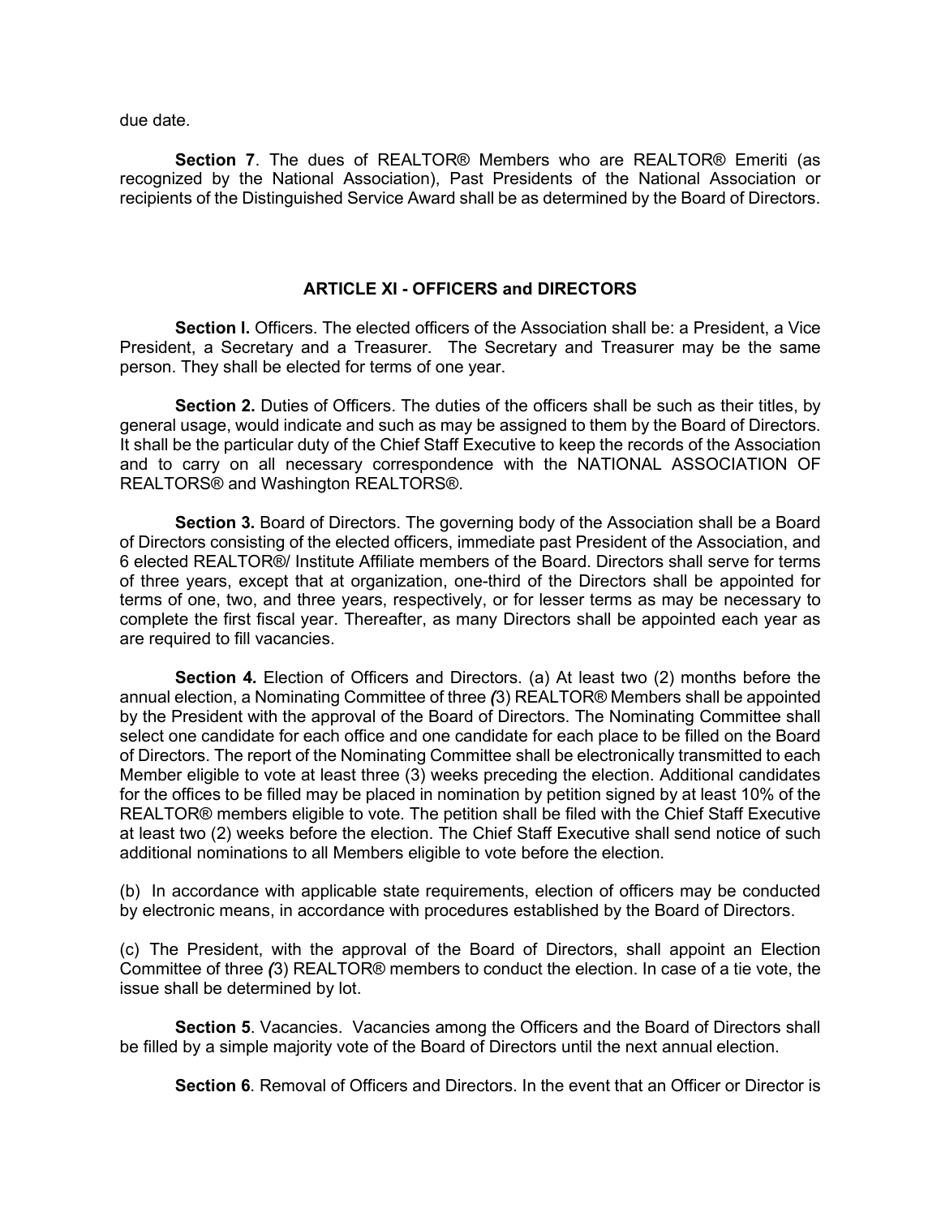due date.

**Section 7**. The dues of REALTOR® Members who are REALTOR® Emeriti (as recognized by the National Association), Past Presidents of the National Association or recipients of the Distinguished Service Award shall be as determined by the Board of Directors.

## ARTICLE XI - OFFICERS and DIRECTORS

**Section I.** Officers. The elected officers of the Association shall be: a President, a Vice President, a Secretary and a Treasurer. The Secretary and Treasurer may be the same person. They shall be elected for terms of one year.

**Section 2.** Duties of Officers. The duties of the officers shall be such as their titles, by general usage, would indicate and such as may be assigned to them by the Board of Directors. It shall be the particular duty of the Chief Staff Executive to keep the records of the Association and to carry on all necessary correspondence with the NATIONAL ASSOCIATION OF REALTORS® and Washington REALTORS®.

**Section 3.** Board of Directors. The governing body of the Association shall be a Board of Directors consisting of the elected officers, immediate past President of the Association, and 6 elected REALTOR®/ Institute Affiliate members of the Board. Directors shall serve for terms of three years, except that at organization, one-third of the Directors shall be appointed for terms of one, two, and three years, respectively, or for lesser terms as may be necessary to complete the first fiscal year. Thereafter, as many Directors shall be appointed each year as are required to fill vacancies.

**Section 4.** Election of Officers and Directors. (a) At least two (2) months before the annual election, a Nominating Committee of three *(*3) REALTOR® Members shall be appointed by the President with the approval of the Board of Directors. The Nominating Committee shall select one candidate for each office and one candidate for each place to be filled on the Board of Directors. The report of the Nominating Committee shall be electronically transmitted to each Member eligible to vote at least three (3) weeks preceding the election. Additional candidates for the offices to be filled may be placed in nomination by petition signed by at least 10% of the REALTOR® members eligible to vote. The petition shall be filed with the Chief Staff Executive at least two (2) weeks before the election. The Chief Staff Executive shall send notice of such additional nominations to all Members eligible to vote before the election.

(b) In accordance with applicable state requirements, election of officers may be conducted by electronic means, in accordance with procedures established by the Board of Directors.

(c) The President, with the approval of the Board of Directors, shall appoint an Election Committee of three *(*3) REALTOR® members to conduct the election. In case of a tie vote, the issue shall be determined by lot.

**Section 5**. Vacancies. Vacancies among the Officers and the Board of Directors shall be filled by a simple majority vote of the Board of Directors until the next annual election.

**Section 6**. Removal of Officers and Directors. In the event that an Officer or Director is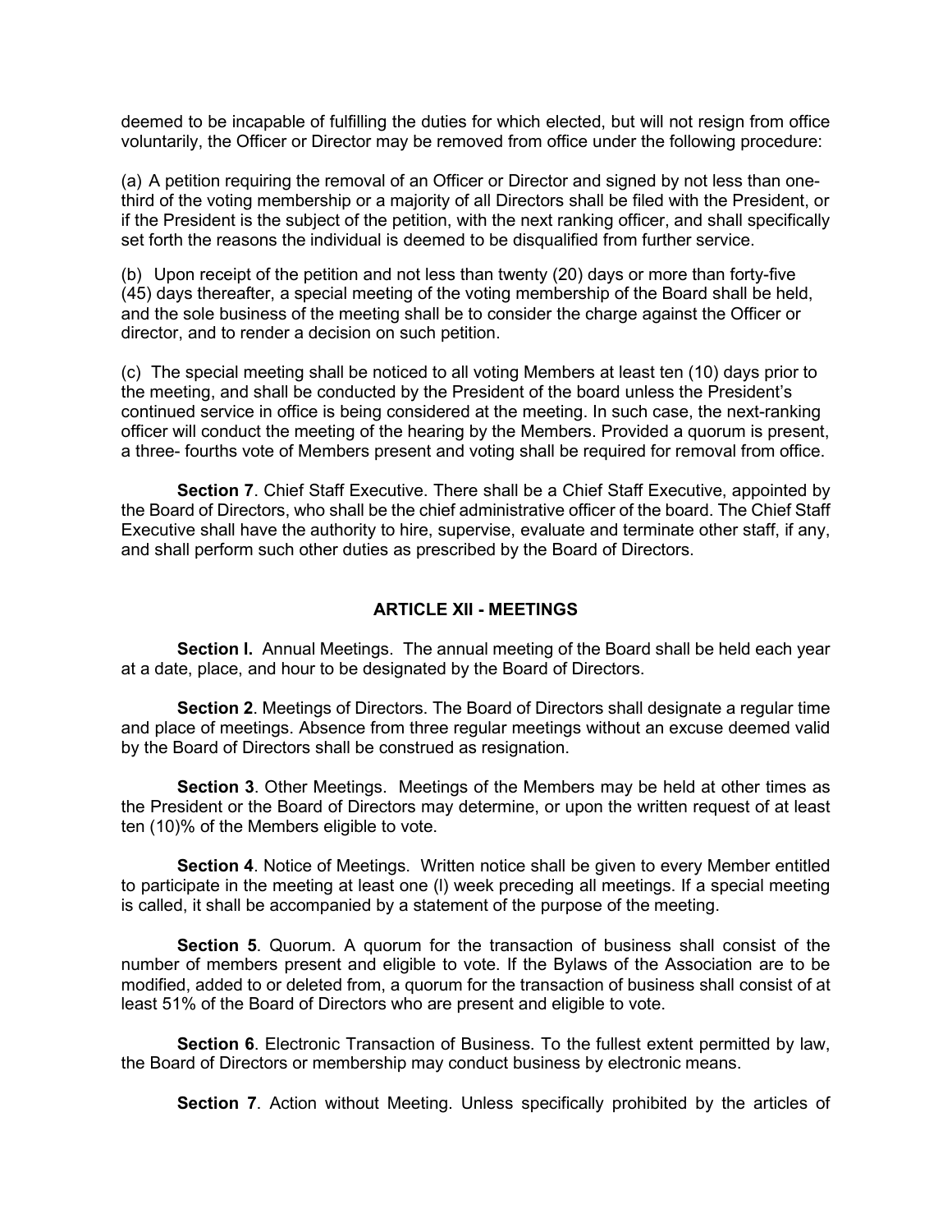deemed to be incapable of fulfilling the duties for which elected, but will not resign from office voluntarily, the Officer or Director may be removed from office under the following procedure:

(a) A petition requiring the removal of an Officer or Director and signed by not less than one-third of the voting membership or a majority of all Directors shall be filed with the President, or if the President is the subject of the petition, with the next ranking officer, and shall specifically set forth the reasons the individual is deemed to be disqualified from further service.

(b) Upon receipt of the petition and not less than twenty (20) days or more than forty-five (45) days thereafter, a special meeting of the voting membership of the Board shall be held, and the sole business of the meeting shall be to consider the charge against the Officer or director, and to render a decision on such petition.

(c) The special meeting shall be noticed to all voting Members at least ten (10) days prior to the meeting, and shall be conducted by the President of the board unless the President's continued service in office is being considered at the meeting. In such case, the next-ranking officer will conduct the meeting of the hearing by the Members. Provided a quorum is present, a three- fourths vote of Members present and voting shall be required for removal from office.

**Section 7**. Chief Staff Executive. There shall be a Chief Staff Executive, appointed by the Board of Directors, who shall be the chief administrative officer of the board. The Chief Staff Executive shall have the authority to hire, supervise, evaluate and terminate other staff, if any, and shall perform such other duties as prescribed by the Board of Directors.

## ARTICLE XII - MEETINGS

**Section I.** Annual Meetings. The annual meeting of the Board shall be held each year at a date, place, and hour to be designated by the Board of Directors.

**Section 2**. Meetings of Directors. The Board of Directors shall designate a regular time and place of meetings. Absence from three regular meetings without an excuse deemed valid by the Board of Directors shall be construed as resignation.

**Section 3**. Other Meetings. Meetings of the Members may be held at other times as the President or the Board of Directors may determine, or upon the written request of at least ten (10)% of the Members eligible to vote.

**Section 4**. Notice of Meetings. Written notice shall be given to every Member entitled to participate in the meeting at least one (l) week preceding all meetings. If a special meeting is called, it shall be accompanied by a statement of the purpose of the meeting.

**Section 5**. Quorum. A quorum for the transaction of business shall consist of the number of members present and eligible to vote. If the Bylaws of the Association are to be modified, added to or deleted from, a quorum for the transaction of business shall consist of at least 51% of the Board of Directors who are present and eligible to vote.

**Section 6**. Electronic Transaction of Business. To the fullest extent permitted by law, the Board of Directors or membership may conduct business by electronic means.

**Section 7**. Action without Meeting. Unless specifically prohibited by the articles of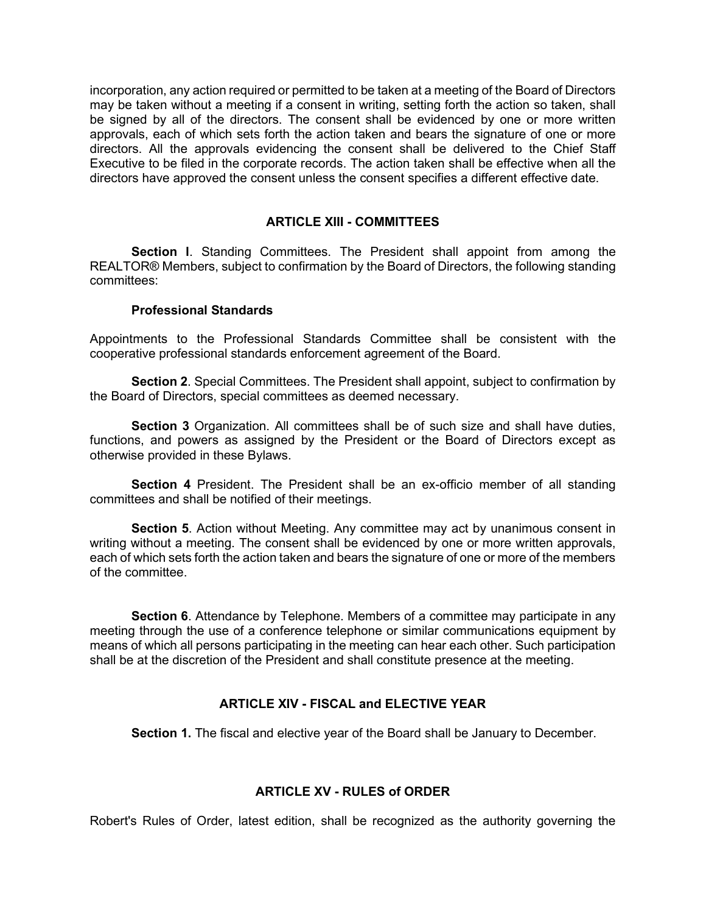incorporation, any action required or permitted to be taken at a meeting of the Board of Directors may be taken without a meeting if a consent in writing, setting forth the action so taken, shall be signed by all of the directors. The consent shall be evidenced by one or more written approvals, each of which sets forth the action taken and bears the signature of one or more directors. All the approvals evidencing the consent shall be delivered to the Chief Staff Executive to be filed in the corporate records. The action taken shall be effective when all the directors have approved the consent unless the consent specifies a different effective date.

## ARTICLE XIII - COMMITTEES

**Section I**. Standing Committees. The President shall appoint from among the REALTOR® Members, subject to confirmation by the Board of Directors, the following standing committees:

**Professional Standards**

Appointments to the Professional Standards Committee shall be consistent with the cooperative professional standards enforcement agreement of the Board.

**Section 2**. Special Committees. The President shall appoint, subject to confirmation by the Board of Directors, special committees as deemed necessary.

**Section 3** Organization. All committees shall be of such size and shall have duties, functions, and powers as assigned by the President or the Board of Directors except as otherwise provided in these Bylaws.

**Section 4** President. The President shall be an ex-officio member of all standing committees and shall be notified of their meetings.

**Section 5**. Action without Meeting. Any committee may act by unanimous consent in writing without a meeting. The consent shall be evidenced by one or more written approvals, each of which sets forth the action taken and bears the signature of one or more of the members of the committee.

**Section 6**. Attendance by Telephone. Members of a committee may participate in any meeting through the use of a conference telephone or similar communications equipment by means of which all persons participating in the meeting can hear each other. Such participation shall be at the discretion of the President and shall constitute presence at the meeting.

## ARTICLE XIV - FISCAL and ELECTIVE YEAR

**Section 1.** The fiscal and elective year of the Board shall be January to December.

## ARTICLE XV - RULES of ORDER

Robert's Rules of Order, latest edition, shall be recognized as the authority governing the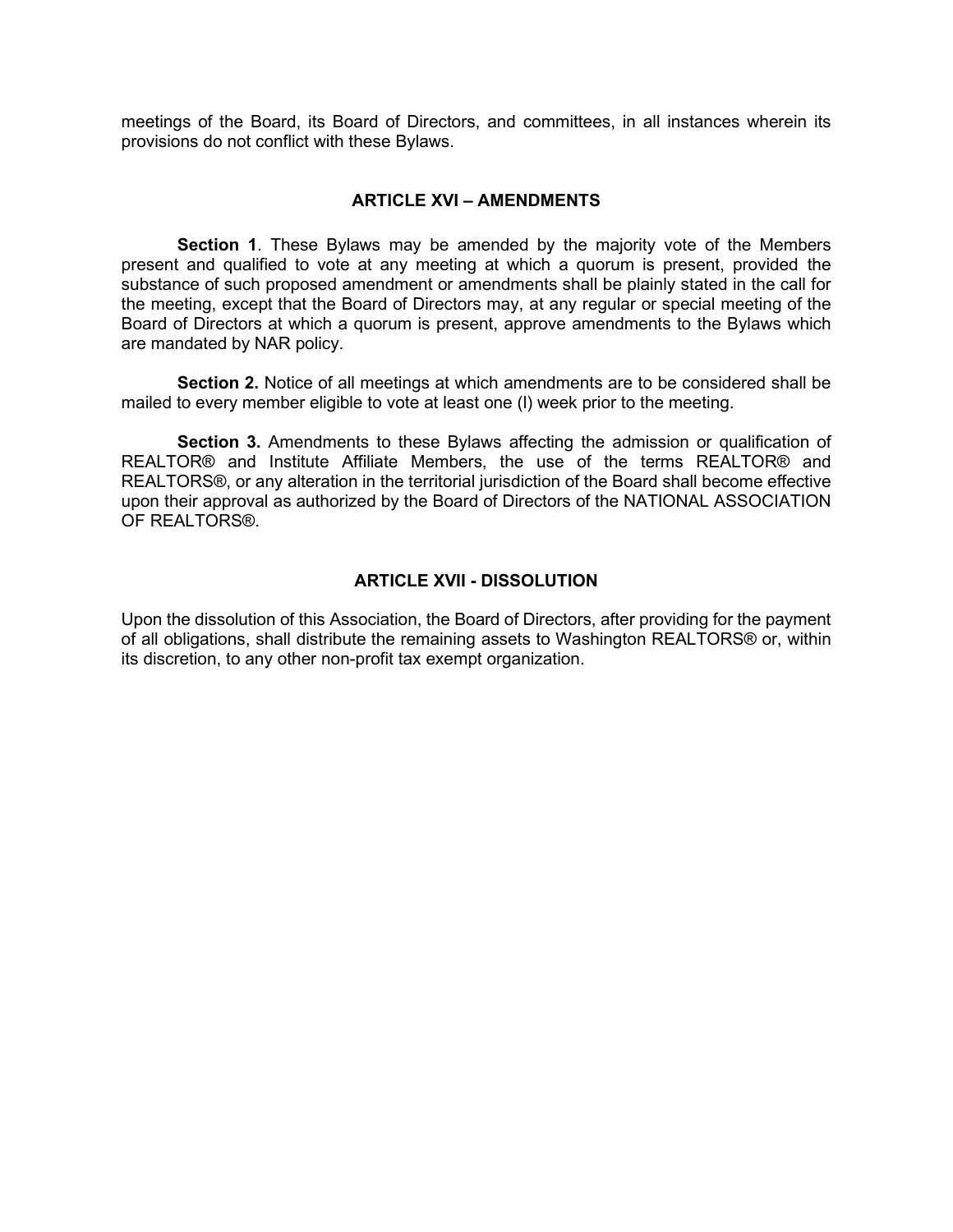meetings of the Board, its Board of Directors, and committees, in all instances wherein its provisions do not conflict with these Bylaws.

## ARTICLE XVI – AMENDMENTS

**Section 1**. These Bylaws may be amended by the majority vote of the Members present and qualified to vote at any meeting at which a quorum is present, provided the substance of such proposed amendment or amendments shall be plainly stated in the call for the meeting, except that the Board of Directors may, at any regular or special meeting of the Board of Directors at which a quorum is present, approve amendments to the Bylaws which are mandated by NAR policy.

**Section 2.** Notice of all meetings at which amendments are to be considered shall be mailed to every member eligible to vote at least one (l) week prior to the meeting.

**Section 3.** Amendments to these Bylaws affecting the admission or qualification of REALTOR® and Institute Affiliate Members, the use of the terms REALTOR® and REALTORS®, or any alteration in the territorial jurisdiction of the Board shall become effective upon their approval as authorized by the Board of Directors of the NATIONAL ASSOCIATION OF REALTORS®.

## ARTICLE XVII - DISSOLUTION

Upon the dissolution of this Association, the Board of Directors, after providing for the payment of all obligations, shall distribute the remaining assets to Washington REALTORS® or, within its discretion, to any other non-profit tax exempt organization.